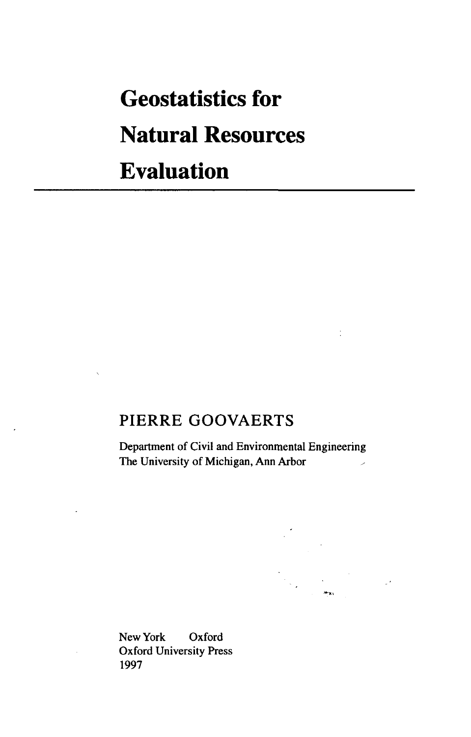# Geostatistics for Natural Resources Evaluation

PIERRE GOOVAERTS

Department of Civil and Environmental Engineering
The University of Michigan, Ann Arbor

New York Oxford
Oxford University Press
1997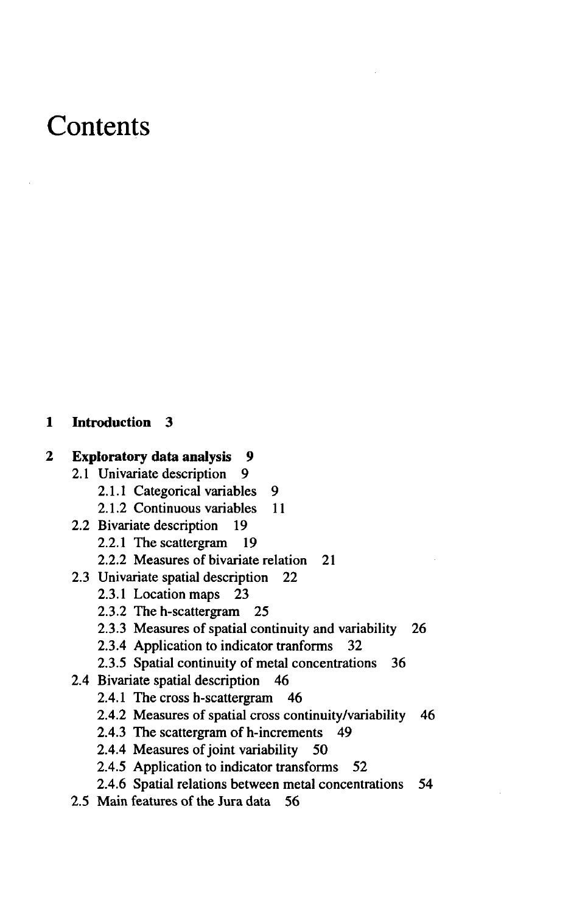# Contents

**1 Introduction 3**

**2 Exploratory data analysis 9**

- 2.1 Univariate description 9
  - 2.1.1 Categorical variables 9
  - 2.1.2 Continuous variables 11
- 2.2 Bivariate description 19
  - 2.2.1 The scattergram 19
  - 2.2.2 Measures of bivariate relation 21
- 2.3 Univariate spatial description 22
  - 2.3.1 Location maps 23
  - 2.3.2 The h-scattergram 25
  - 2.3.3 Measures of spatial continuity and variability 26
  - 2.3.4 Application to indicator tranforms 32
  - 2.3.5 Spatial continuity of metal concentrations 36
- 2.4 Bivariate spatial description 46
  - 2.4.1 The cross h-scattergram 46
  - 2.4.2 Measures of spatial cross continuity/variability 46
  - 2.4.3 The scattergram of h-increments 49
  - 2.4.4 Measures of joint variability 50
  - 2.4.5 Application to indicator transforms 52
  - 2.4.6 Spatial relations between metal concentrations 54
- 2.5 Main features of the Jura data 56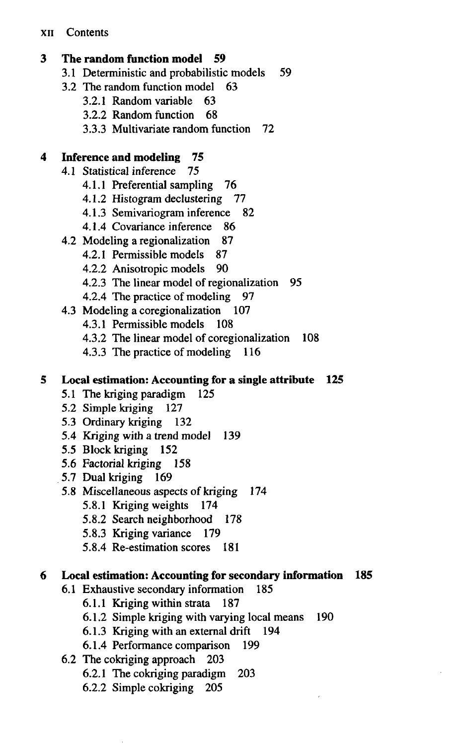**3 The random function model 59**

- 3.1 Deterministic and probabilistic models 59
- 3.2 The random function model 63
  - 3.2.1 Random variable 63
  - 3.2.2 Random function 68
  - 3.3.3 Multivariate random function 72

**4 Inference and modeling 75**

- 4.1 Statistical inference 75
  - 4.1.1 Preferential sampling 76
  - 4.1.2 Histogram declustering 77
  - 4.1.3 Semivariogram inference 82
  - 4.1.4 Covariance inference 86
- 4.2 Modeling a regionalization 87
  - 4.2.1 Permissible models 87
  - 4.2.2 Anisotropic models 90
  - 4.2.3 The linear model of regionalization 95
  - 4.2.4 The practice of modeling 97
- 4.3 Modeling a coregionalization 107
  - 4.3.1 Permissible models 108
  - 4.3.2 The linear model of coregionalization 108
  - 4.3.3 The practice of modeling 116

**5 Local estimation: Accounting for a single attribute 125**

- 5.1 The kriging paradigm 125
- 5.2 Simple kriging 127
- 5.3 Ordinary kriging 132
- 5.4 Kriging with a trend model 139
- 5.5 Block kriging 152
- 5.6 Factorial kriging 158
- 5.7 Dual kriging 169
- 5.8 Miscellaneous aspects of kriging 174
  - 5.8.1 Kriging weights 174
  - 5.8.2 Search neighborhood 178
  - 5.8.3 Kriging variance 179
  - 5.8.4 Re-estimation scores 181

**6 Local estimation: Accounting for secondary information 185**

- 6.1 Exhaustive secondary information 185
  - 6.1.1 Kriging within strata 187
  - 6.1.2 Simple kriging with varying local means 190
  - 6.1.3 Kriging with an external drift 194
  - 6.1.4 Performance comparison 199
- 6.2 The cokriging approach 203
  - 6.2.1 The cokriging paradigm 203
  - 6.2.2 Simple cokriging 205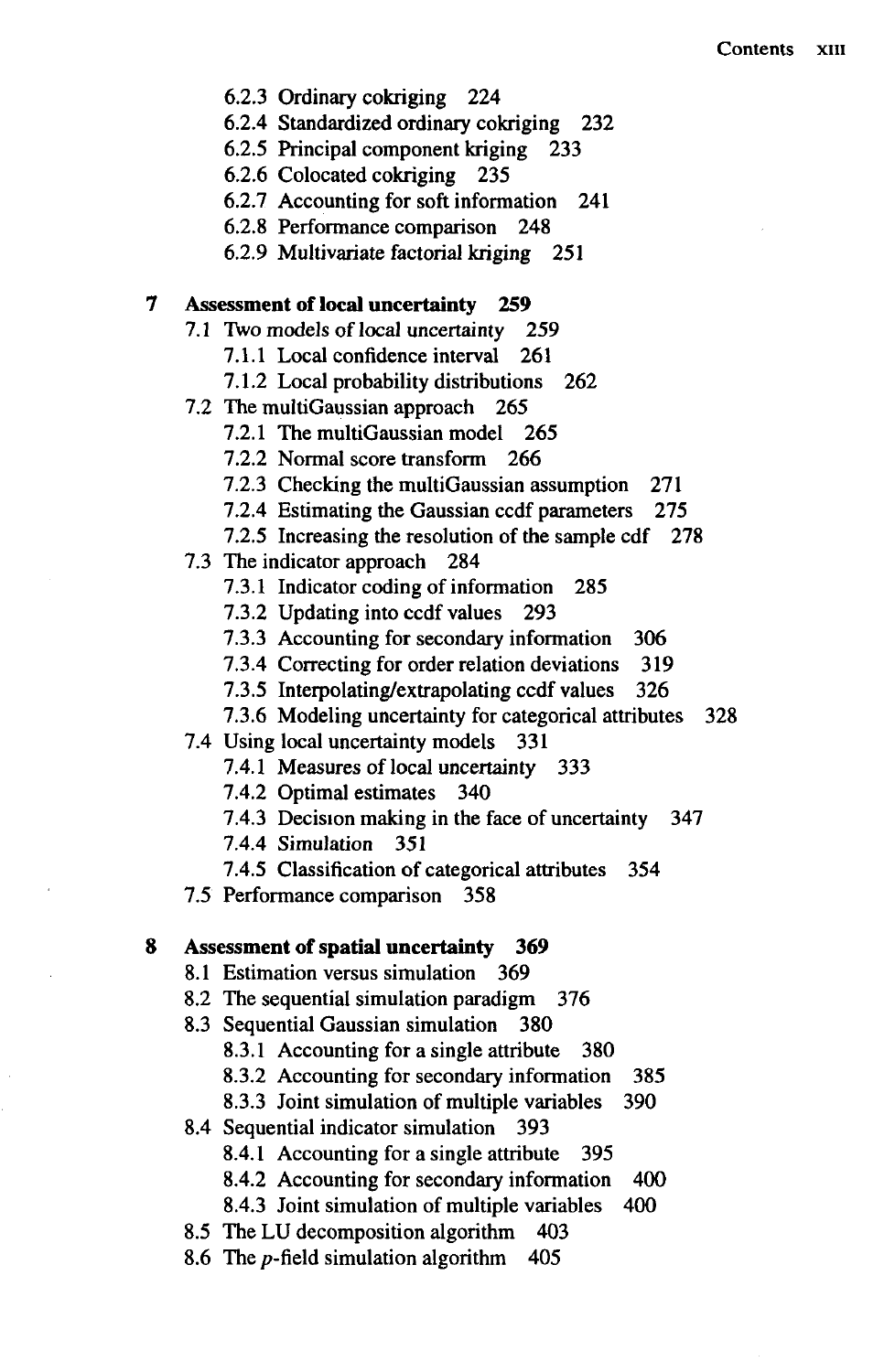- 6.2.3 Ordinary cokriging 224
- 6.2.4 Standardized ordinary cokriging 232
- 6.2.5 Principal component kriging 233
- 6.2.6 Colocated cokriging 235
- 6.2.7 Accounting for soft information 241
- 6.2.8 Performance comparison 248
- 6.2.9 Multivariate factorial kriging 251

**7 Assessment of local uncertainty 259**

- 7.1 Two models of local uncertainty 259
  - 7.1.1 Local confidence interval 261
  - 7.1.2 Local probability distributions 262
- 7.2 The multiGaussian approach 265
  - 7.2.1 The multiGaussian model 265
  - 7.2.2 Normal score transform 266
  - 7.2.3 Checking the multiGaussian assumption 271
  - 7.2.4 Estimating the Gaussian ccdf parameters 275
  - 7.2.5 Increasing the resolution of the sample cdf 278
- 7.3 The indicator approach 284
  - 7.3.1 Indicator coding of information 285
  - 7.3.2 Updating into ccdf values 293
  - 7.3.3 Accounting for secondary information 306
  - 7.3.4 Correcting for order relation deviations 319
  - 7.3.5 Interpolating/extrapolating ccdf values 326
  - 7.3.6 Modeling uncertainty for categorical attributes 328
- 7.4 Using local uncertainty models 331
  - 7.4.1 Measures of local uncertainty 333
  - 7.4.2 Optimal estimates 340
  - 7.4.3 Decision making in the face of uncertainty 347
  - 7.4.4 Simulation 351
  - 7.4.5 Classification of categorical attributes 354
- 7.5 Performance comparison 358

**8 Assessment of spatial uncertainty 369**

- 8.1 Estimation versus simulation 369
- 8.2 The sequential simulation paradigm 376
- 8.3 Sequential Gaussian simulation 380
  - 8.3.1 Accounting for a single attribute 380
  - 8.3.2 Accounting for secondary information 385
  - 8.3.3 Joint simulation of multiple variables 390
- 8.4 Sequential indicator simulation 393
  - 8.4.1 Accounting for a single attribute 395
  - 8.4.2 Accounting for secondary information 400
  - 8.4.3 Joint simulation of multiple variables 400
- 8.5 The LU decomposition algorithm 403
- 8.6 The $p$-field simulation algorithm 405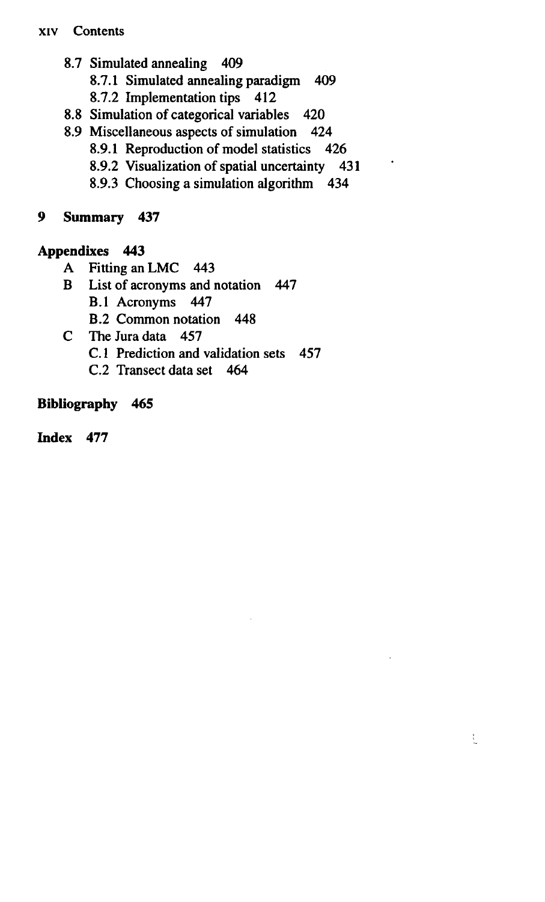- 8.7 Simulated annealing 409
  - 8.7.1 Simulated annealing paradigm 409
  - 8.7.2 Implementation tips 412
- 8.8 Simulation of categorical variables 420
- 8.9 Miscellaneous aspects of simulation 424
  - 8.9.1 Reproduction of model statistics 426
  - 8.9.2 Visualization of spatial uncertainty 431
  - 8.9.3 Choosing a simulation algorithm 434

**9 Summary 437**

**Appendixes 443**

- A Fitting an LMC 443
- B List of acronyms and notation 447
  - B.1 Acronyms 447
  - B.2 Common notation 448
- C The Jura data 457
  - C.1 Prediction and validation sets 457
  - C.2 Transect data set 464

**Bibliography 465**

**Index 477**